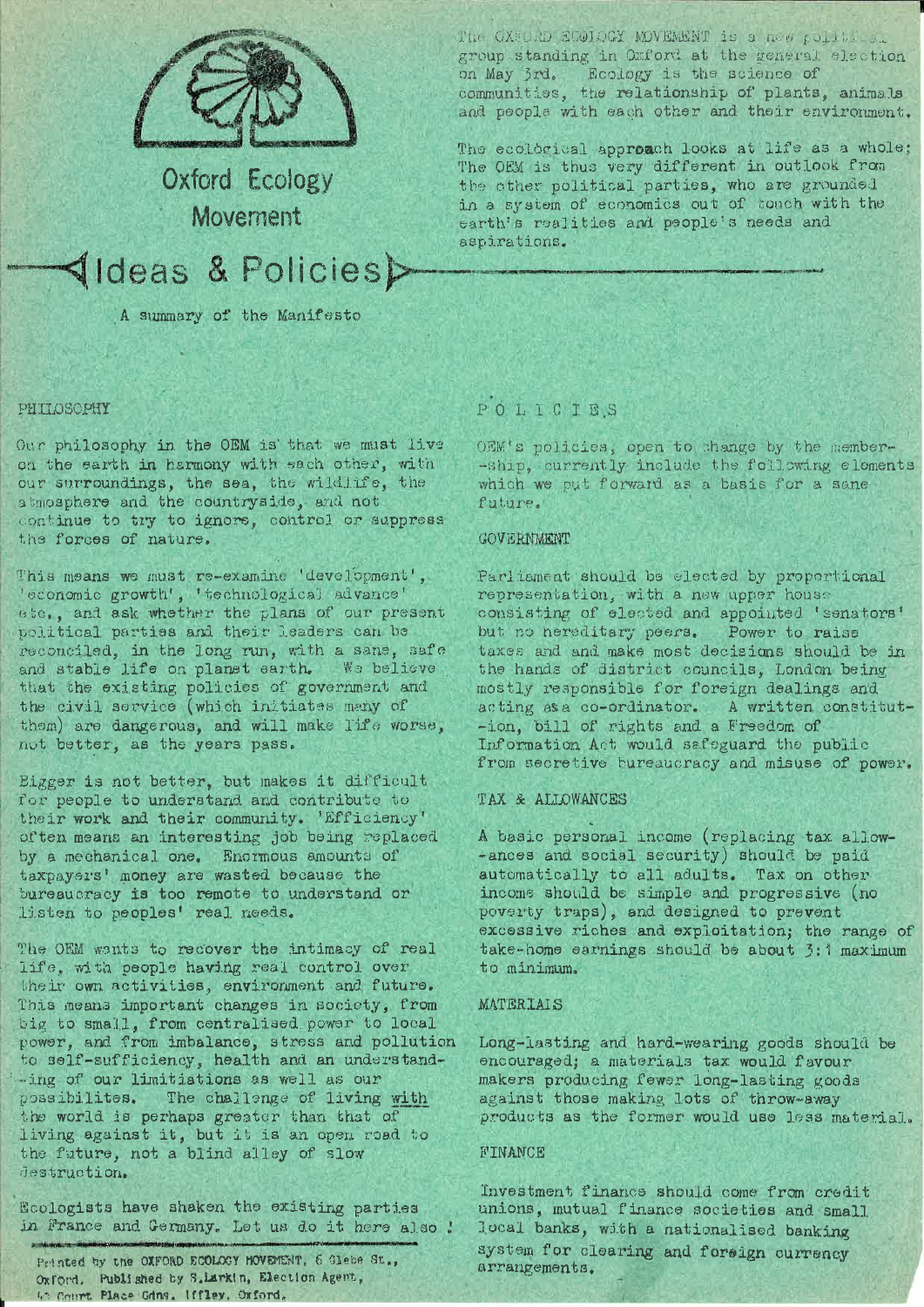# Oxford Ecology Movement

## Ideas & Policies

A summary of the Manifesto

The OXFORD ECOLOGY MOVEMENT is a new political group standing in Oxford at the general election on May 3rd. Ecology is the science of communities, the relationship of plants, animals and people with each other and their environment.

The ecological approach looks at life as a whole; The OEM is thus very different in outlook from the other political parties, who are grounded in a system of economics out of touch with the earth's realities and people's needs and aspirations.

### PHILOSOPHY

Our philosophy in the OEM is that we must live on the earth in harmony with each other, with our surroundings, the sea, the wildlife, the atmosphere and the countryside, and not continue to try to ignore, control or suppress the forces of nature.

This means we must re-examine 'development', 'economic growth', 'technological advance' etc., and ask whether the plans of our present political parties and their leaders can be reconciled, in the long run, with a sane, safe and stable life on planet earth. We believe that the existing policies of government and the civil service (which initiates many of them) are dangerous, and will make life worse, not better, as the years pass.

Bigger is not better, but makes it difficult for people to understand and contribute to their work and their community. 'Efficiency' often means an interesting job being replaced by a mechanical one. Enormous amounts of taxpayers' money are wasted because the bureaucracy is too remote to understand or listen to peoples' real needs.

The OEM wants to recover the intimacy of real life, with people having real control over their own activities, environment and future. This means important changes in society, from big to small, from centralised power to local power, and from imbalance, stress and pollution to self-sufficiency, health and an understanding of our limitations as well as our possibilites. The challenge of living with the world is perhaps greater than that of living against it, but it is an open road to the future, not a blind alley of slow destruction.

Ecologists have shaken the existing parties in France and Germany. Let us do it here also!

Printed by the OXFORD ECOLOGY MOVEMENT, 6 Glebe St., Oxford. Published by S.Larkin, Election Agent, 42 Court Place Gdns. Iffley. Oxford.

### POLICIES

OEM's policies, open to change by the membership, currently include the following elements which we put forward as a basis for a sane future.

#### GOVERNMENT

Parliament should be elected by proportional representation, with a new upper house consisting of elected and appointed 'senators' but no hereditary peers. Power to raise taxes and and make most decisions should be in the hands of district councils, London being mostly responsible for foreign dealings and acting as a co-ordinator. A written constitution, bill of rights and a Freedom of Information Act would safeguard the public from secretive bureaucracy and misuse of power.

#### TAX & ALLOWANCES

A basic personal income (replacing tax allowances and social security) should be paid automatically to all adults. Tax on other income should be simple and progressive (no poverty traps), and designed to prevent excessive riches and exploitation; the range of take-home earnings should be about 3:1 maximum to minimum.

#### MATERIALS

Long-lasting and hard-wearing goods should be encouraged; a materials tax would favour makers producing fewer long-lasting goods against those making lots of throw-away products as the former would use less material.

#### FINANCE

Investment finance should come from credit unions, mutual finance societies and small local banks, with a nationalised banking system for clearing and foreign currency arrangements.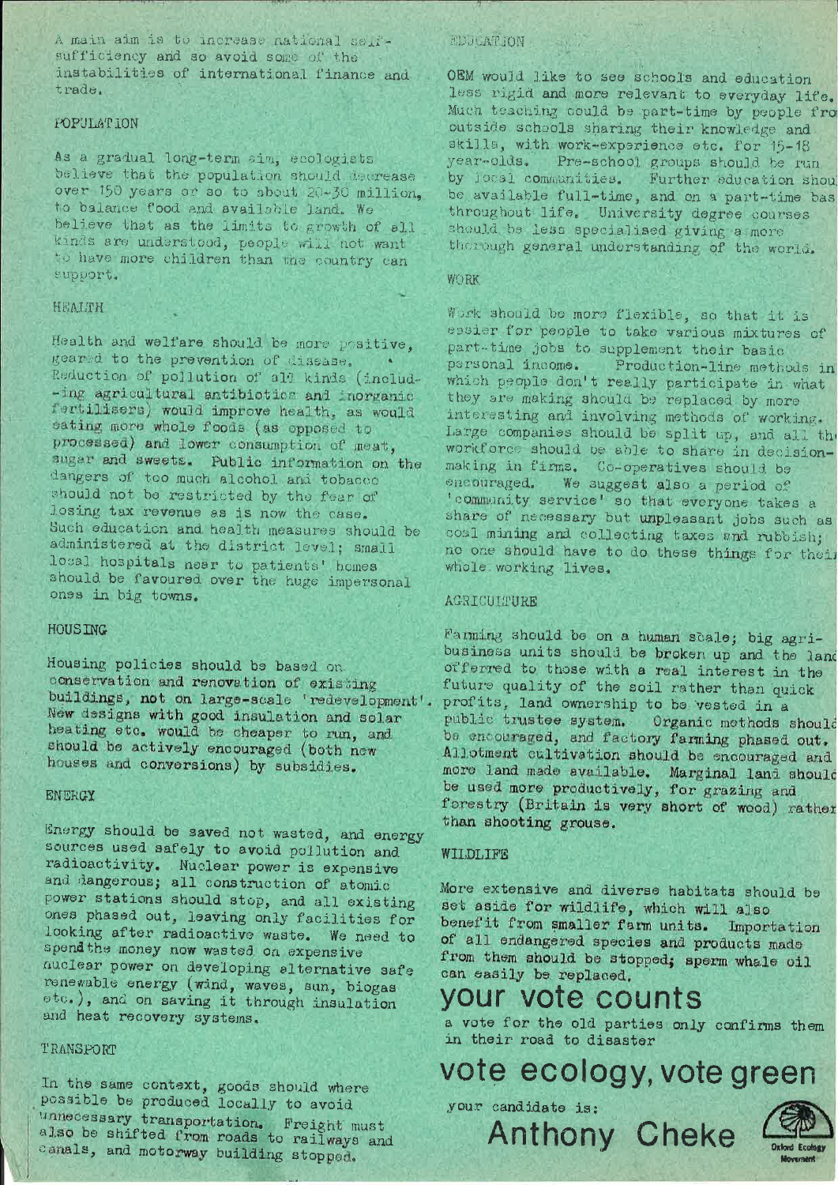A main aim is to increase national self-sufficiency and so avoid some of the instabilities of international finance and trade.

## POPULATION

As a gradual long-term aim, ecologists believe that the population should decrease over 150 years or so to about 20-30 million, to balance food and available land. We believe that as the limits to growth of all kinds are understood, people will not want to have more children than the country can support.

## HEALTH

Health and welfare should be more positive, geared to the prevention of disease. Reduction of pollution of all kinds (including agricultural antibiotics and inorganic fertilisers) would improve health, as would eating more whole foods (as opposed to processed) and lower consumption of meat, sugar and sweets. Public information on the dangers of too much alcohol and tobacco should not be restricted by the fear of losing tax revenue as is now the case. Such education and health measures should be administered at the district level; small local hospitals near to patients' homes should be favoured over the huge impersonal ones in big towns.

## HOUSING

Housing policies should be based on conservation and renovation of existing buildings, not on large-scale 'redevelopment'. New designs with good insulation and solar heating etc. would be cheaper to run, and should be actively encouraged (both new houses and conversions) by subsidies.

## ENERGY

Energy should be saved not wasted, and energy sources used safely to avoid pollution and radioactivity. Nuclear power is expensive and dangerous; all construction of atomic power stations should stop, and all existing ones phased out, leaving only facilities for looking after radioactive waste. We need to spend the money now wasted on expensive nuclear power on developing alternative safe renewable energy (wind, waves, sun, biogas etc.), and on saving it through insulation and heat recovery systems.

## TRANSPORT

In the same context, goods should where possible be produced locally to avoid unnecessary transportation. Freight must also be shifted from roads to railways and canals, and motorway building stopped.

## EDUCATION

OEM would like to see schools and education less rigid and more relevant to everyday life. Much teaching could be part-time by people from outside schools sharing their knowledge and skills, with work-experience etc. for 15-18 year-olds. Pre-school groups should be run by local communities. Further education should be available full-time, and on a part-time basis throughout life. University degree courses should be less specialised giving a more thorough general understanding of the world.

## WORK

Work should be more flexible, so that it is easier for people to take various mixtures of part-time jobs to supplement their basic personal income. Production-line methods in which people don't really participate in what they are making should be replaced by more interesting and involving methods of working. Large companies should be split up, and all the workforce should be able to share in decision-making in firms. Co-operatives should be encouraged. We suggest also a period of 'community service' so that everyone takes a share of necessary but unpleasant jobs such as coal mining and collecting taxes and rubbish; no one should have to do these things for their whole working lives.

## AGRICULTURE

Farming should be on a human scale; big agri-business units should be broken up and the land offered to those with a real interest in the future quality of the soil rather than quick profits, land ownership to be vested in a public trustee system. Organic methods should be encouraged, and factory farming phased out. Allotment cultivation should be encouraged and more land made available. Marginal land should be used more productively, for grazing and forestry (Britain is very short of wood) rather than shooting grouse.

## WILDLIFE

More extensive and diverse habitats should be set aside for wildlife, which will also benefit from smaller farm units. Importation of all endangered species and products made from them should be stopped; sperm whale oil can easily be replaced.

# your vote counts

a vote for the old parties only confirms them in their road to disaster

# vote ecology, vote green

your candidate is:

## Anthony Cheke

Oxford Ecology Movement